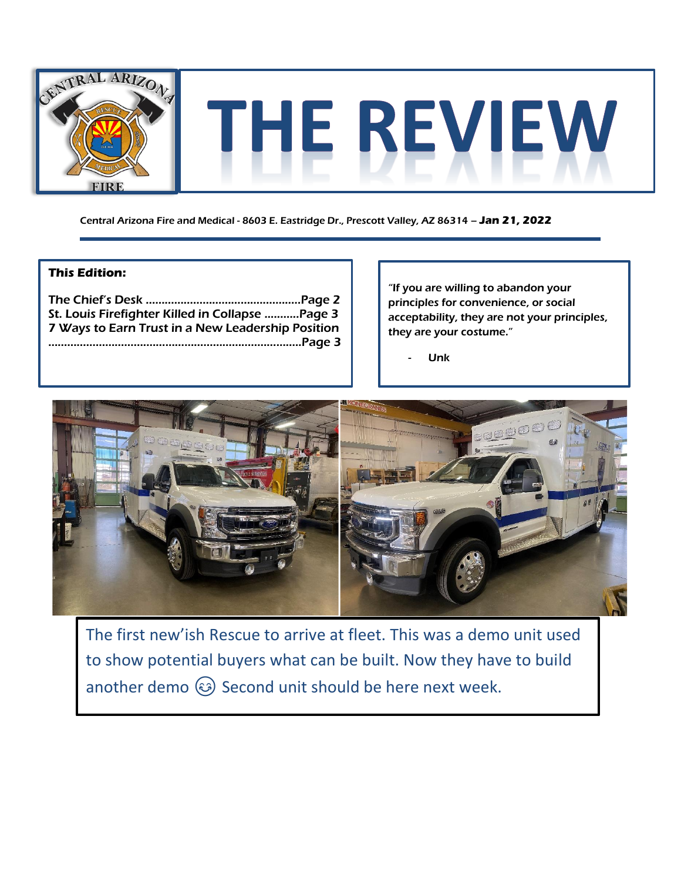# THE REVIEW

Central Arizona Fire and Medical - 8603 E. Eastridge Dr., Prescott Valley, AZ 86314 – **Jan 21, 2022**

**This Edition:**

The Chief's Desk ................................................Page 2
St. Louis Firefighter Killed in Collapse ...........Page 3
7 Ways to Earn Trust in a New Leadership Position ...............................................................................Page 3

"If you are willing to abandon your principles for convenience, or social acceptability, they are not your principles, they are your costume."

- Unk

The first new'ish Rescue to arrive at fleet. This was a demo unit used to show potential buyers what can be built. Now they have to build another demo 😊 Second unit should be here next week.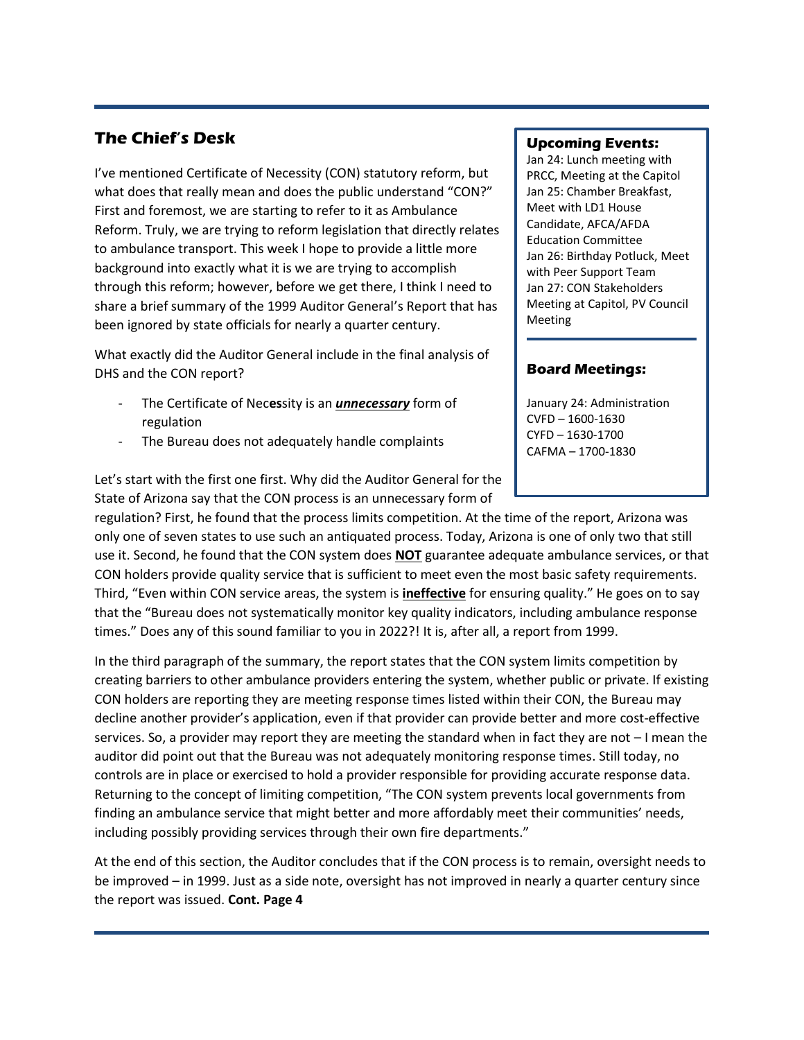## The Chief's Desk

I've mentioned Certificate of Necessity (CON) statutory reform, but what does that really mean and does the public understand "CON?" First and foremost, we are starting to refer to it as Ambulance Reform. Truly, we are trying to reform legislation that directly relates to ambulance transport. This week I hope to provide a little more background into exactly what it is we are trying to accomplish through this reform; however, before we get there, I think I need to share a brief summary of the 1999 Auditor General's Report that has been ignored by state officials for nearly a quarter century.

What exactly did the Auditor General include in the final analysis of DHS and the CON report?

- The Certificate of Nec**es**sity is an ***unnecessary*** form of regulation
- The Bureau does not adequately handle complaints

Let's start with the first one first. Why did the Auditor General for the State of Arizona say that the CON process is an unnecessary form of regulation? First, he found that the process limits competition. At the time of the report, Arizona was only one of seven states to use such an antiquated process. Today, Arizona is one of only two that still use it. Second, he found that the CON system does **NOT** guarantee adequate ambulance services, or that CON holders provide quality service that is sufficient to meet even the most basic safety requirements. Third, "Even within CON service areas, the system is **ineffective** for ensuring quality." He goes on to say that the "Bureau does not systematically monitor key quality indicators, including ambulance response times." Does any of this sound familiar to you in 2022?! It is, after all, a report from 1999.

In the third paragraph of the summary, the report states that the CON system limits competition by creating barriers to other ambulance providers entering the system, whether public or private. If existing CON holders are reporting they are meeting response times listed within their CON, the Bureau may decline another provider's application, even if that provider can provide better and more cost-effective services. So, a provider may report they are meeting the standard when in fact they are not – I mean the auditor did point out that the Bureau was not adequately monitoring response times. Still today, no controls are in place or exercised to hold a provider responsible for providing accurate response data. Returning to the concept of limiting competition, "The CON system prevents local governments from finding an ambulance service that might better and more affordably meet their communities' needs, including possibly providing services through their own fire departments."

At the end of this section, the Auditor concludes that if the CON process is to remain, oversight needs to be improved – in 1999. Just as a side note, oversight has not improved in nearly a quarter century since the report was issued. **Cont. Page 4**

### Upcoming Events:

Jan 24: Lunch meeting with PRCC, Meeting at the Capitol
Jan 25: Chamber Breakfast, Meet with LD1 House Candidate, AFCA/AFDA Education Committee
Jan 26: Birthday Potluck, Meet with Peer Support Team
Jan 27: CON Stakeholders Meeting at Capitol, PV Council Meeting

### Board Meetings:

January 24: Administration
CVFD – 1600-1630
CYFD – 1630-1700
CAFMA – 1700-1830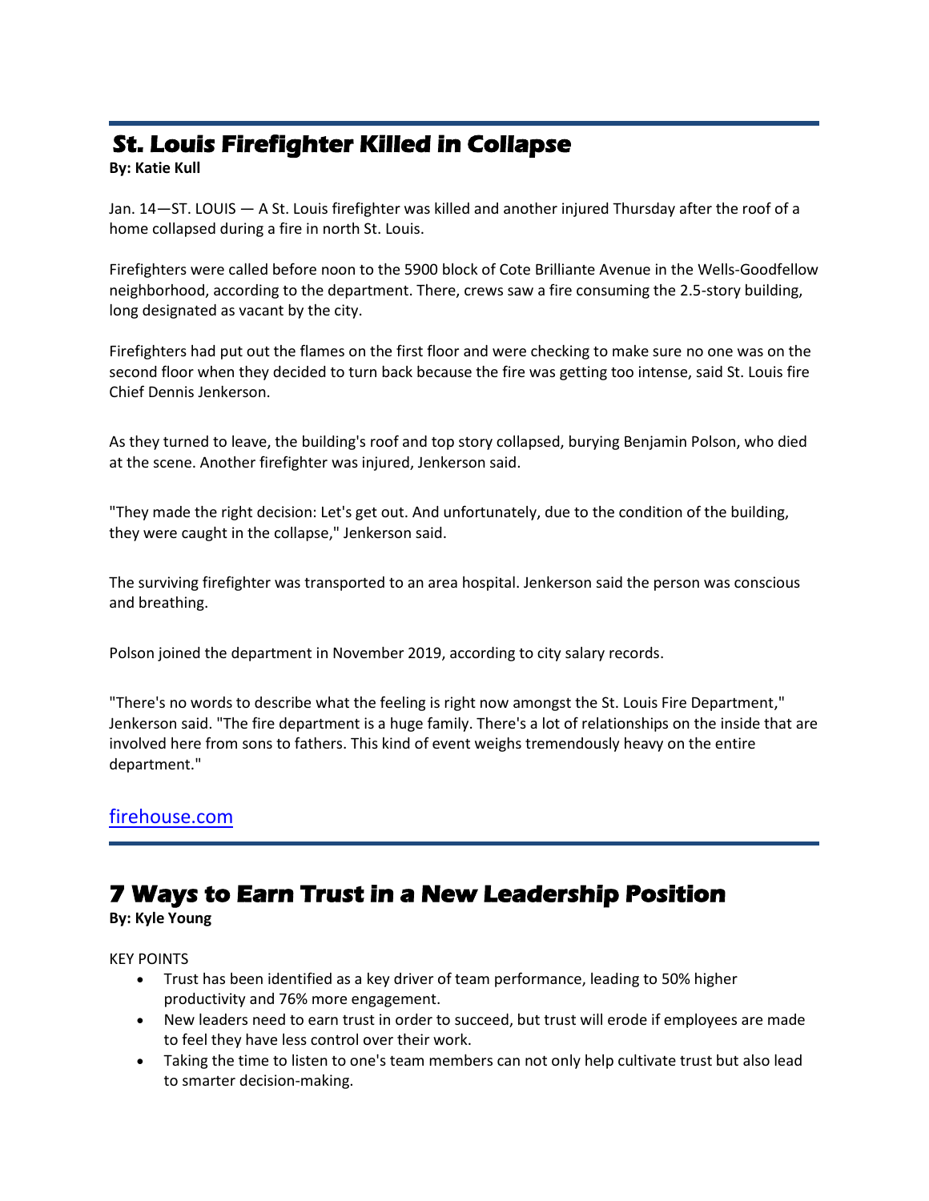## St. Louis Firefighter Killed in Collapse

**By: Katie Kull**

Jan. 14—ST. LOUIS — A St. Louis firefighter was killed and another injured Thursday after the roof of a home collapsed during a fire in north St. Louis.

Firefighters were called before noon to the 5900 block of Cote Brilliante Avenue in the Wells-Goodfellow neighborhood, according to the department. There, crews saw a fire consuming the 2.5-story building, long designated as vacant by the city.

Firefighters had put out the flames on the first floor and were checking to make sure no one was on the second floor when they decided to turn back because the fire was getting too intense, said St. Louis fire Chief Dennis Jenkerson.

As they turned to leave, the building's roof and top story collapsed, burying Benjamin Polson, who died at the scene. Another firefighter was injured, Jenkerson said.

"They made the right decision: Let's get out. And unfortunately, due to the condition of the building, they were caught in the collapse," Jenkerson said.

The surviving firefighter was transported to an area hospital. Jenkerson said the person was conscious and breathing.

Polson joined the department in November 2019, according to city salary records.

"There's no words to describe what the feeling is right now amongst the St. Louis Fire Department," Jenkerson said. "The fire department is a huge family. There's a lot of relationships on the inside that are involved here from sons to fathers. This kind of event weighs tremendously heavy on the entire department."

firehouse.com

## 7 Ways to Earn Trust in a New Leadership Position

**By: Kyle Young**

KEY POINTS

- Trust has been identified as a key driver of team performance, leading to 50% higher productivity and 76% more engagement.
- New leaders need to earn trust in order to succeed, but trust will erode if employees are made to feel they have less control over their work.
- Taking the time to listen to one's team members can not only help cultivate trust but also lead to smarter decision-making.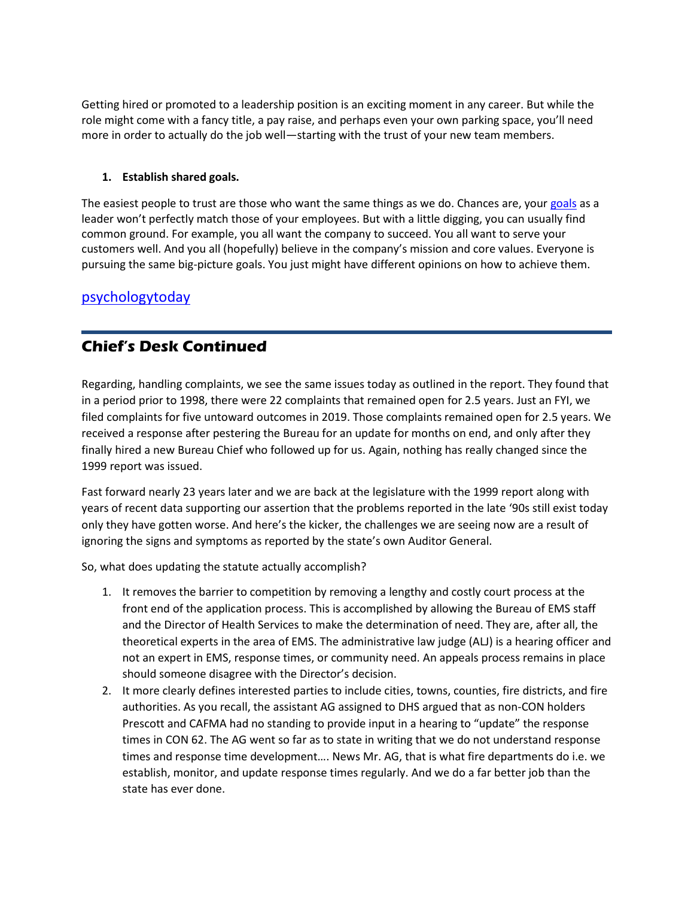Getting hired or promoted to a leadership position is an exciting moment in any career. But while the role might come with a fancy title, a pay raise, and perhaps even your own parking space, you'll need more in order to actually do the job well—starting with the trust of your new team members.

1. **Establish shared goals.**

The easiest people to trust are those who want the same things as we do. Chances are, your goals as a leader won't perfectly match those of your employees. But with a little digging, you can usually find common ground. For example, you all want the company to succeed. You all want to serve your customers well. And you all (hopefully) believe in the company's mission and core values. Everyone is pursuing the same big-picture goals. You just might have different opinions on how to achieve them.

psychologytoday

---

## Chief's Desk Continued

Regarding, handling complaints, we see the same issues today as outlined in the report. They found that in a period prior to 1998, there were 22 complaints that remained open for 2.5 years. Just an FYI, we filed complaints for five untoward outcomes in 2019. Those complaints remained open for 2.5 years. We received a response after pestering the Bureau for an update for months on end, and only after they finally hired a new Bureau Chief who followed up for us. Again, nothing has really changed since the 1999 report was issued.

Fast forward nearly 23 years later and we are back at the legislature with the 1999 report along with years of recent data supporting our assertion that the problems reported in the late '90s still exist today only they have gotten worse. And here's the kicker, the challenges we are seeing now are a result of ignoring the signs and symptoms as reported by the state's own Auditor General.

So, what does updating the statute actually accomplish?

1. It removes the barrier to competition by removing a lengthy and costly court process at the front end of the application process. This is accomplished by allowing the Bureau of EMS staff and the Director of Health Services to make the determination of need. They are, after all, the theoretical experts in the area of EMS. The administrative law judge (ALJ) is a hearing officer and not an expert in EMS, response times, or community need. An appeals process remains in place should someone disagree with the Director's decision.
2. It more clearly defines interested parties to include cities, towns, counties, fire districts, and fire authorities. As you recall, the assistant AG assigned to DHS argued that as non-CON holders Prescott and CAFMA had no standing to provide input in a hearing to "update" the response times in CON 62. The AG went so far as to state in writing that we do not understand response times and response time development…. News Mr. AG, that is what fire departments do i.e. we establish, monitor, and update response times regularly. And we do a far better job than the state has ever done.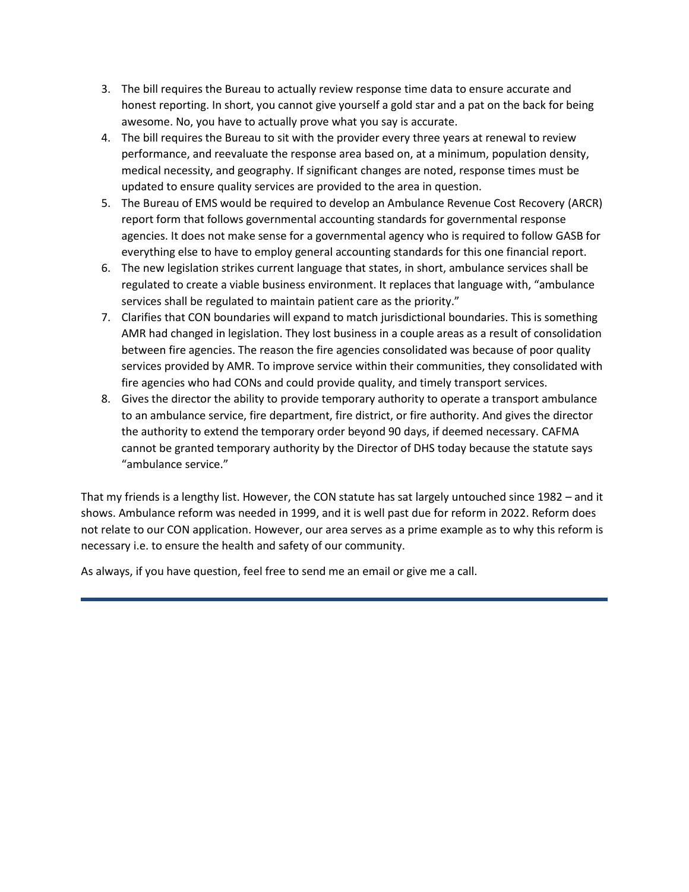3. The bill requires the Bureau to actually review response time data to ensure accurate and honest reporting. In short, you cannot give yourself a gold star and a pat on the back for being awesome. No, you have to actually prove what you say is accurate.
4. The bill requires the Bureau to sit with the provider every three years at renewal to review performance, and reevaluate the response area based on, at a minimum, population density, medical necessity, and geography. If significant changes are noted, response times must be updated to ensure quality services are provided to the area in question.
5. The Bureau of EMS would be required to develop an Ambulance Revenue Cost Recovery (ARCR) report form that follows governmental accounting standards for governmental response agencies. It does not make sense for a governmental agency who is required to follow GASB for everything else to have to employ general accounting standards for this one financial report.
6. The new legislation strikes current language that states, in short, ambulance services shall be regulated to create a viable business environment. It replaces that language with, "ambulance services shall be regulated to maintain patient care as the priority."
7. Clarifies that CON boundaries will expand to match jurisdictional boundaries. This is something AMR had changed in legislation. They lost business in a couple areas as a result of consolidation between fire agencies. The reason the fire agencies consolidated was because of poor quality services provided by AMR. To improve service within their communities, they consolidated with fire agencies who had CONs and could provide quality, and timely transport services.
8. Gives the director the ability to provide temporary authority to operate a transport ambulance to an ambulance service, fire department, fire district, or fire authority. And gives the director the authority to extend the temporary order beyond 90 days, if deemed necessary. CAFMA cannot be granted temporary authority by the Director of DHS today because the statute says "ambulance service."

That my friends is a lengthy list. However, the CON statute has sat largely untouched since 1982 – and it shows. Ambulance reform was needed in 1999, and it is well past due for reform in 2022. Reform does not relate to our CON application. However, our area serves as a prime example as to why this reform is necessary i.e. to ensure the health and safety of our community.

As always, if you have question, feel free to send me an email or give me a call.